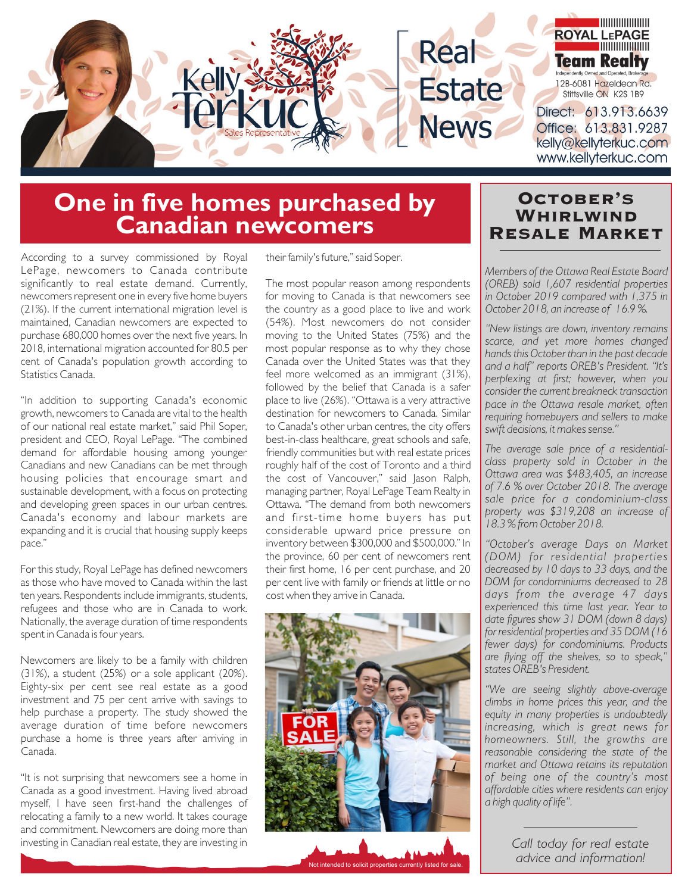Kelly Terkuc
Sales Representative

# Real Estate News

ROYAL LEPAGE
Team Realty
Independently Owned and Operated, Brokerage
128-6081 Hazeldean Rd.
Stittsville ON K2S 1B9

Direct: 613.913.6639
Office: 613.831.9287
kelly@kellyterkuc.com
www.kellyterkuc.com

## One in five homes purchased by Canadian newcomers

According to a survey commissioned by Royal LePage, newcomers to Canada contribute significantly to real estate demand. Currently, newcomers represent one in every five home buyers (21%). If the current international migration level is maintained, Canadian newcomers are expected to purchase 680,000 homes over the next five years. In 2018, international migration accounted for 80.5 per cent of Canada's population growth according to Statistics Canada.

"In addition to supporting Canada's economic growth, newcomers to Canada are vital to the health of our national real estate market," said Phil Soper, president and CEO, Royal LePage. "The combined demand for affordable housing among younger Canadians and new Canadians can be met through housing policies that encourage smart and sustainable development, with a focus on protecting and developing green spaces in our urban centres. Canada's economy and labour markets are expanding and it is crucial that housing supply keeps pace."

For this study, Royal LePage has defined newcomers as those who have moved to Canada within the last ten years. Respondents include immigrants, students, refugees and those who are in Canada to work. Nationally, the average duration of time respondents spent in Canada is four years.

Newcomers are likely to be a family with children (31%), a student (25%) or a sole applicant (20%). Eighty-six per cent see real estate as a good investment and 75 per cent arrive with savings to help purchase a property. The study showed the average duration of time before newcomers purchase a home is three years after arriving in Canada.

"It is not surprising that newcomers see a home in Canada as a good investment. Having lived abroad myself, I have seen first-hand the challenges of relocating a family to a new world. It takes courage and commitment. Newcomers are doing more than investing in Canadian real estate, they are investing in their family's future," said Soper.

The most popular reason among respondents for moving to Canada is that newcomers see the country as a good place to live and work (54%). Most newcomers do not consider moving to the United States (75%) and the most popular response as to why they chose Canada over the United States was that they feel more welcomed as an immigrant (31%), followed by the belief that Canada is a safer place to live (26%). "Ottawa is a very attractive destination for newcomers to Canada. Similar to Canada's other urban centres, the city offers best-in-class healthcare, great schools and safe, friendly communities but with real estate prices roughly half of the cost of Toronto and a third the cost of Vancouver," said Jason Ralph, managing partner, Royal LePage Team Realty in Ottawa. "The demand from both newcomers and first-time home buyers has put considerable upward price pressure on inventory between $300,000 and $500,000." In the province, 60 per cent of newcomers rent their first home, 16 per cent purchase, and 20 per cent live with family or friends at little or no cost when they arrive in Canada.

## October's Whirlwind Resale Market

*Members of the Ottawa Real Estate Board (OREB) sold 1,607 residential properties in October 2019 compared with 1,375 in October 2018, an increase of 16.9%.*

*"New listings are down, inventory remains scarce, and yet more homes changed hands this October than in the past decade and a half" reports OREB's President. "It's perplexing at first; however, when you consider the current breakneck transaction pace in the Ottawa resale market, often requiring homebuyers and sellers to make swift decisions, it makes sense."*

*The average sale price of a residential-class property sold in October in the Ottawa area was $483,405, an increase of 7.6 % over October 2018. The average sale price for a condominium-class property was $319,208 an increase of 18.3% from October 2018.*

*"October's average Days on Market (DOM) for residential properties decreased by 10 days to 33 days, and the DOM for condominiums decreased to 28 days from the average 47 days experienced this time last year. Year to date figures show 31 DOM (down 8 days) for residential properties and 35 DOM (16 fewer days) for condominiums. Products are flying off the shelves, so to speak," states OREB's President.*

*"We are seeing slightly above-average climbs in home prices this year, and the equity in many properties is undoubtedly increasing, which is great news for homeowners. Still, the growths are reasonable considering the state of the market and Ottawa retains its reputation of being one of the country's most affordable cities where residents can enjoy a high quality of life".*

*Call today for real estate advice and information!*

Not intended to solicit properties currently listed for sale.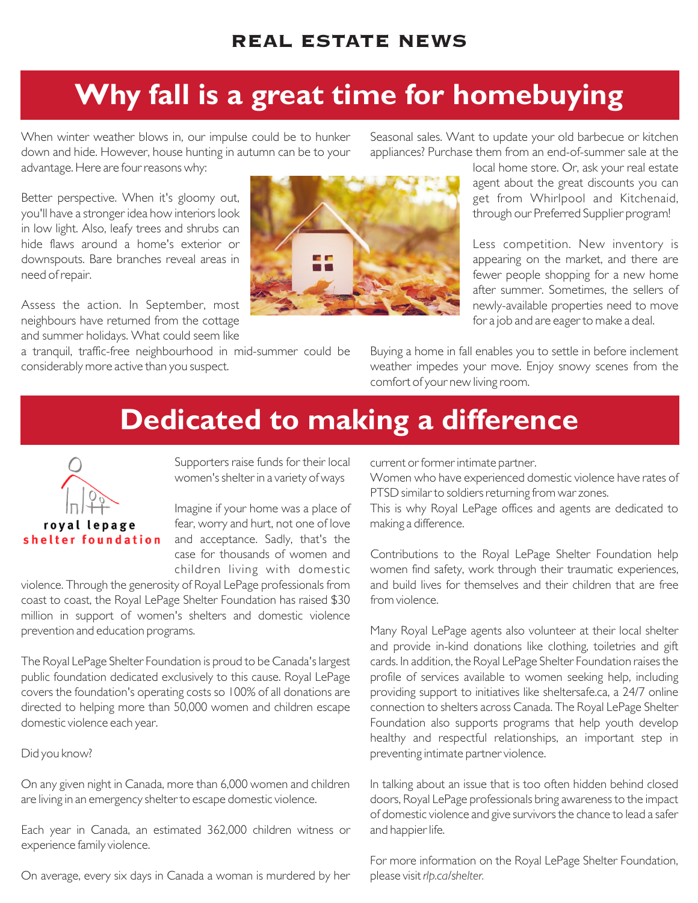REAL ESTATE NEWS

# Why fall is a great time for homebuying

When winter weather blows in, our impulse could be to hunker down and hide. However, house hunting in autumn can be to your advantage. Here are four reasons why:

Better perspective. When it's gloomy out, you'll have a stronger idea how interiors look in low light. Also, leafy trees and shrubs can hide flaws around a home's exterior or downspouts. Bare branches reveal areas in need of repair.

Assess the action. In September, most neighbours have returned from the cottage and summer holidays. What could seem like a tranquil, traffic-free neighbourhood in mid-summer could be considerably more active than you suspect.

Seasonal sales. Want to update your old barbecue or kitchen appliances? Purchase them from an end-of-summer sale at the local home store. Or, ask your real estate agent about the great discounts you can get from Whirlpool and Kitchenaid, through our Preferred Supplier program!

Less competition. New inventory is appearing on the market, and there are fewer people shopping for a new home after summer. Sometimes, the sellers of newly-available properties need to move for a job and are eager to make a deal.

Buying a home in fall enables you to settle in before inclement weather impedes your move. Enjoy snowy scenes from the comfort of your new living room.

# Dedicated to making a difference

royal lepage
shelter foundation

Supporters raise funds for their local women's shelter in a variety of ways

Imagine if your home was a place of fear, worry and hurt, not one of love and acceptance. Sadly, that's the case for thousands of women and children living with domestic violence. Through the generosity of Royal LePage professionals from coast to coast, the Royal LePage Shelter Foundation has raised $30 million in support of women's shelters and domestic violence prevention and education programs.

The Royal LePage Shelter Foundation is proud to be Canada's largest public foundation dedicated exclusively to this cause. Royal LePage covers the foundation's operating costs so 100% of all donations are directed to helping more than 50,000 women and children escape domestic violence each year.

Did you know?

On any given night in Canada, more than 6,000 women and children are living in an emergency shelter to escape domestic violence.

Each year in Canada, an estimated 362,000 children witness or experience family violence.

On average, every six days in Canada a woman is murdered by her current or former intimate partner.

Women who have experienced domestic violence have rates of PTSD similar to soldiers returning from war zones.

This is why Royal LePage offices and agents are dedicated to making a difference.

Contributions to the Royal LePage Shelter Foundation help women find safety, work through their traumatic experiences, and build lives for themselves and their children that are free from violence.

Many Royal LePage agents also volunteer at their local shelter and provide in-kind donations like clothing, toiletries and gift cards. In addition, the Royal LePage Shelter Foundation raises the profile of services available to women seeking help, including providing support to initiatives like sheltersafe.ca, a 24/7 online connection to shelters across Canada. The Royal LePage Shelter Foundation also supports programs that help youth develop healthy and respectful relationships, an important step in preventing intimate partner violence.

In talking about an issue that is too often hidden behind closed doors, Royal LePage professionals bring awareness to the impact of domestic violence and give survivors the chance to lead a safer and happier life.

For more information on the Royal LePage Shelter Foundation, please visit *rlp.ca/shelter.*